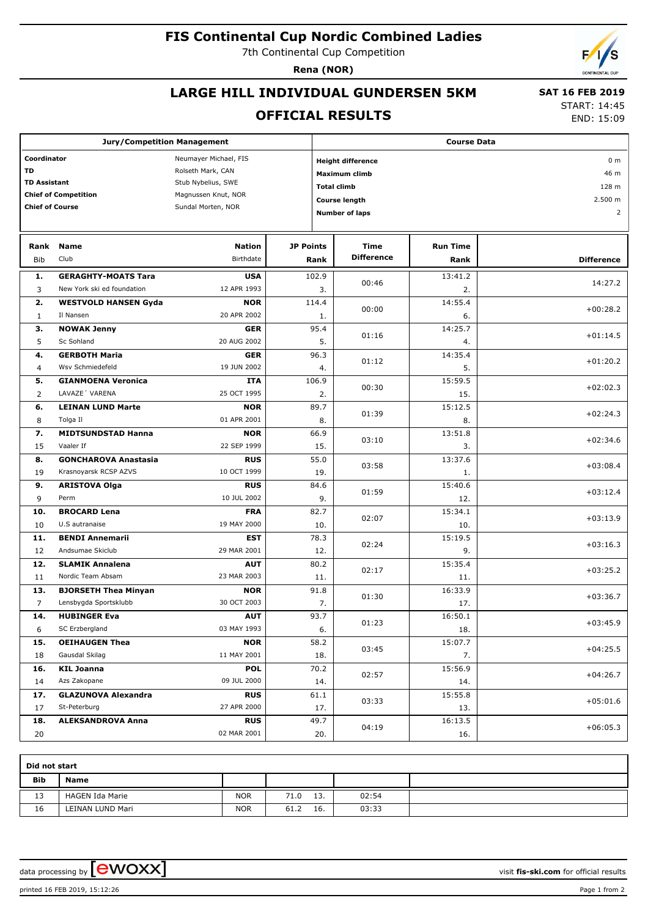# FIS Continental Cup Nordic Combined Ladies

7th Continental Cup Competition

**Rena (NOR)**

## LARGE HILL INDIVIDUAL GUNDERSEN 5KM

## OFFICIAL RESULTS

**SAT 16 FEB 2019**
START: 14:45
END: 15:09

| Jury/Competition Management | |
|---|---|
| **Coordinator** | Neumayer Michael, FIS |
| **TD** | Rolseth Mark, CAN |
| **TD Assistant** | Stub Nybelius, SWE |
| **Chief of Competition** | Magnussen Knut, NOR |
| **Chief of Course** | Sundal Morten, NOR |

| Course Data | |
|---|---|
| **Height difference** | 0 m |
| **Maximum climb** | 46 m |
| **Total climb** | 128 m |
| **Course length** | 2.500 m |
| **Number of laps** | 2 |

| Rank | Bib | Name | Club | Nation | Birthdate | JP Points | JP Rank | Time Difference | Run Time | Run Rank | Difference |
|---|---|---|---|---|---|---|---|---|---|---|---|
| 1. | 3 | **GERAGHTY-MOATS Tara** | New York ski ed foundation | **USA** | 12 APR 1993 | 102.9 | 3. | 00:46 | 13:41.2 | 2. | 14:27.2 |
| 2. | 1 | **WESTVOLD HANSEN Gyda** | Il Nansen | **NOR** | 20 APR 2002 | 114.4 | 1. | 00:00 | 14:55.4 | 6. | +00:28.2 |
| 3. | 5 | **NOWAK Jenny** | Sc Sohland | **GER** | 20 AUG 2002 | 95.4 | 5. | 01:16 | 14:25.7 | 4. | +01:14.5 |
| 4. | 4 | **GERBOTH Maria** | Wsv Schmiedefeld | **GER** | 19 JUN 2002 | 96.3 | 4. | 01:12 | 14:35.4 | 5. | +01:20.2 |
| 5. | 2 | **GIANMOENA Veronica** | LAVAZE´ VARENA | **ITA** | 25 OCT 1995 | 106.9 | 2. | 00:30 | 15:59.5 | 15. | +02:02.3 |
| 6. | 8 | **LEINAN LUND Marte** | Tolga Il | **NOR** | 01 APR 2001 | 89.7 | 8. | 01:39 | 15:12.5 | 8. | +02:24.3 |
| 7. | 15 | **MIDTSUNDSTAD Hanna** | Vaaler If | **NOR** | 22 SEP 1999 | 66.9 | 15. | 03:10 | 13:51.8 | 3. | +02:34.6 |
| 8. | 19 | **GONCHAROVA Anastasia** | Krasnoyarsk RCSP AZVS | **RUS** | 10 OCT 1999 | 55.0 | 19. | 03:58 | 13:37.6 | 1. | +03:08.4 |
| 9. | 9 | **ARISTOVA Olga** | Perm | **RUS** | 10 JUL 2002 | 84.6 | 9. | 01:59 | 15:40.6 | 12. | +03:12.4 |
| 10. | 10 | **BROCARD Lena** | U.S autranaise | **FRA** | 19 MAY 2000 | 82.7 | 10. | 02:07 | 15:34.1 | 10. | +03:13.9 |
| 11. | 12 | **BENDI Annemarii** | Andsumae Skiclub | **EST** | 29 MAR 2001 | 78.3 | 12. | 02:24 | 15:19.5 | 9. | +03:16.3 |
| 12. | 11 | **SLAMIK Annalena** | Nordic Team Absam | **AUT** | 23 MAR 2003 | 80.2 | 11. | 02:17 | 15:35.4 | 11. | +03:25.2 |
| 13. | 7 | **BJORSETH Thea Minyan** | Lensbygda Sportsklubb | **NOR** | 30 OCT 2003 | 91.8 | 7. | 01:30 | 16:33.9 | 17. | +03:36.7 |
| 14. | 6 | **HUBINGER Eva** | SC Erzbergland | **AUT** | 03 MAY 1993 | 93.7 | 6. | 01:23 | 16:50.1 | 18. | +03:45.9 |
| 15. | 18 | **OEIHAUGEN Thea** | Gausdal Skilag | **NOR** | 11 MAY 2001 | 58.2 | 18. | 03:45 | 15:07.7 | 7. | +04:25.5 |
| 16. | 14 | **KIL Joanna** | Azs Zakopane | **POL** | 09 JUL 2000 | 70.2 | 14. | 02:57 | 15:56.9 | 14. | +04:26.7 |
| 17. | 17 | **GLAZUNOVA Alexandra** | St-Peterburg | **RUS** | 27 APR 2000 | 61.1 | 17. | 03:33 | 15:55.8 | 13. | +05:01.6 |
| 18. | 20 | **ALEKSANDROVA Anna** | | **RUS** | 02 MAR 2001 | 49.7 | 20. | 04:19 | 16:13.5 | 16. | +06:05.3 |

**Did not start**

| Bib | Name | Nation | JP Points | JP Rank | Time Difference |
|---|---|---|---|---|---|
| 13 | HAGEN Ida Marie | NOR | 71.0 | 13. | 02:54 |
| 16 | LEINAN LUND Mari | NOR | 61.2 | 16. | 03:33 |

data processing by ewoxx — visit **fis-ski.com** for official results

printed 16 FEB 2019, 15:12:26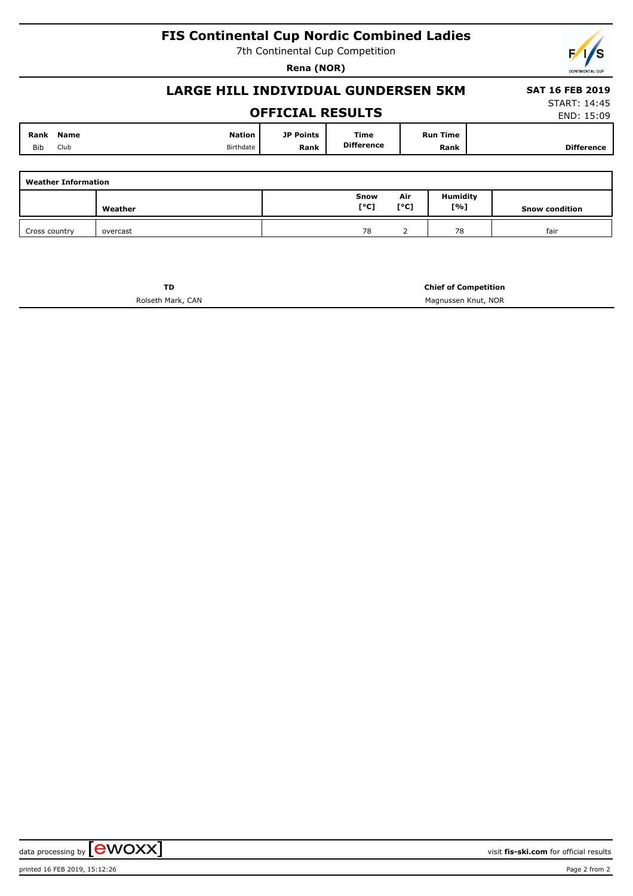# FIS Continental Cup Nordic Combined Ladies

7th Continental Cup Competition

**Rena (NOR)**

## LARGE HILL INDIVIDUAL GUNDERSEN 5KM

**SAT 16 FEB 2019**

START: 14:45

END: 15:09

## OFFICIAL RESULTS

| Rank / Bib | Name / Club | Nation / Birthdate | JP Points / Rank | Time Difference | Run Time / Rank | Difference |
|---|---|---|---|---|---|---|

| Weather Information | | | | | |
|---|---|---|---|---|---|
| | Weather | Snow [°C] | Air [°C] | Humidity [%] | Snow condition |
| Cross country | overcast | 78 | 2 | 78 | fair |

| TD | Chief of Competition |
|---|---|
| Rolseth Mark, CAN | Magnussen Knut, NOR |

data processing by [ewoxx]

visit **fis-ski.com** for official results

printed 16 FEB 2019, 15:12:26